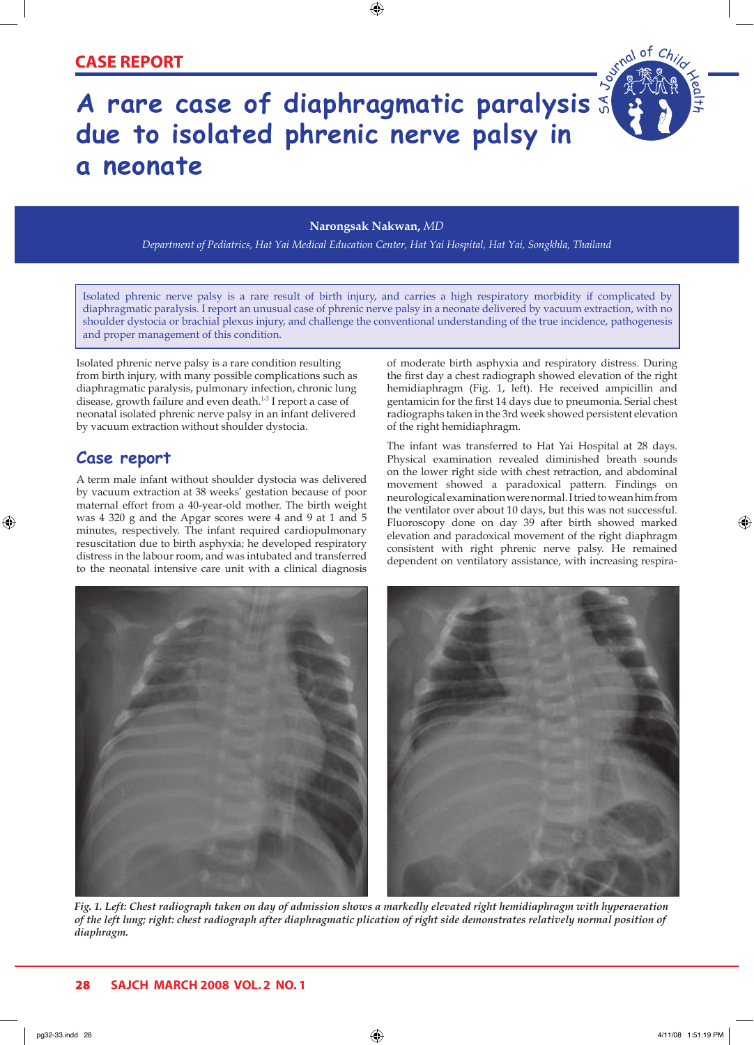CASE REPORT

# A rare case of diaphragmatic paralysis due to isolated phrenic nerve palsy in a neonate

**Narongsak Nakwan,** *MD*

*Department of Pediatrics, Hat Yai Medical Education Center, Hat Yai Hospital, Hat Yai, Songkhla, Thailand*

Isolated phrenic nerve palsy is a rare result of birth injury, and carries a high respiratory morbidity if complicated by diaphragmatic paralysis. I report an unusual case of phrenic nerve palsy in a neonate delivered by vacuum extraction, with no shoulder dystocia or brachial plexus injury, and challenge the conventional understanding of the true incidence, pathogenesis and proper management of this condition.

Isolated phrenic nerve palsy is a rare condition resulting from birth injury, with many possible complications such as diaphragmatic paralysis, pulmonary infection, chronic lung disease, growth failure and even death.[1-3] I report a case of neonatal isolated phrenic nerve palsy in an infant delivered by vacuum extraction without shoulder dystocia.

## Case report

A term male infant without shoulder dystocia was delivered by vacuum extraction at 38 weeks' gestation because of poor maternal effort from a 40-year-old mother. The birth weight was 4 320 g and the Apgar scores were 4 and 9 at 1 and 5 minutes, respectively. The infant required cardiopulmonary resuscitation due to birth asphyxia; he developed respiratory distress in the labour room, and was intubated and transferred to the neonatal intensive care unit with a clinical diagnosis of moderate birth asphyxia and respiratory distress. During the first day a chest radiograph showed elevation of the right hemidiaphragm (Fig. 1, left). He received ampicillin and gentamicin for the first 14 days due to pneumonia. Serial chest radiographs taken in the 3rd week showed persistent elevation of the right hemidiaphragm.

The infant was transferred to Hat Yai Hospital at 28 days. Physical examination revealed diminished breath sounds on the lower right side with chest retraction, and abdominal movement showed a paradoxical pattern. Findings on neurological examination were normal. I tried to wean him from the ventilator over about 10 days, but this was not successful. Fluoroscopy done on day 39 after birth showed marked elevation and paradoxical movement of the right diaphragm consistent with right phrenic nerve palsy. He remained dependent on ventilatory assistance, with increasing respira-

*Fig. 1. Left: Chest radiograph taken on day of admission shows a markedly elevated right hemidiaphragm with hyperaeration of the left lung; right: chest radiograph after diaphragmatic plication of right side demonstrates relatively normal position of diaphragm.*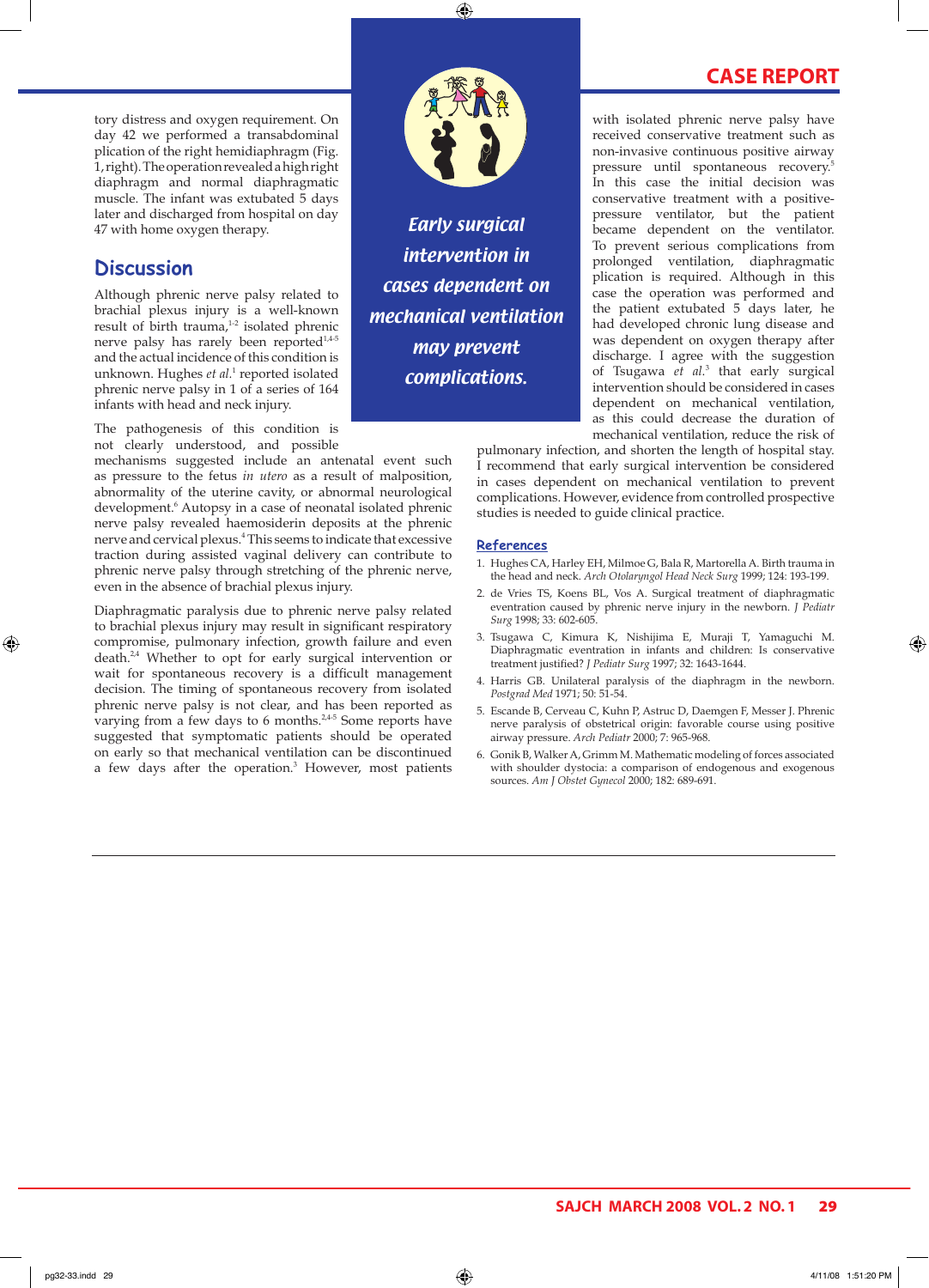tory distress and oxygen requirement. On day 42 we performed a transabdominal plication of the right hemidiaphragm (Fig. 1, right). The operation revealed a high right diaphragm and normal diaphragmatic muscle. The infant was extubated 5 days later and discharged from hospital on day 47 with home oxygen therapy.

## Discussion

Although phrenic nerve palsy related to brachial plexus injury is a well-known result of birth trauma,[1-2] isolated phrenic nerve palsy has rarely been reported[1,4-5] and the actual incidence of this condition is unknown. Hughes *et al.*[1] reported isolated phrenic nerve palsy in 1 of a series of 164 infants with head and neck injury.

The pathogenesis of this condition is not clearly understood, and possible mechanisms suggested include an antenatal event such as pressure to the fetus *in utero* as a result of malposition, abnormality of the uterine cavity, or abnormal neurological development.[6] Autopsy in a case of neonatal isolated phrenic nerve palsy revealed haemosiderin deposits at the phrenic nerve and cervical plexus.[4] This seems to indicate that excessive traction during assisted vaginal delivery can contribute to phrenic nerve palsy through stretching of the phrenic nerve, even in the absence of brachial plexus injury.

Diaphragmatic paralysis due to phrenic nerve palsy related to brachial plexus injury may result in significant respiratory compromise, pulmonary infection, growth failure and even death.[2,4] Whether to opt for early surgical intervention or wait for spontaneous recovery is a difficult management decision. The timing of spontaneous recovery from isolated phrenic nerve palsy is not clear, and has been reported as varying from a few days to 6 months.[2,4-5] Some reports have suggested that symptomatic patients should be operated on early so that mechanical ventilation can be discontinued a few days after the operation.[3] However, most patients with isolated phrenic nerve palsy have received conservative treatment such as non-invasive continuous positive airway pressure until spontaneous recovery.[5] In this case the initial decision was conservative treatment with a positive-pressure ventilator, but the patient became dependent on the ventilator. To prevent serious complications from prolonged ventilation, diaphragmatic plication is required. Although in this case the operation was performed and the patient extubated 5 days later, he had developed chronic lung disease and was dependent on oxygen therapy after discharge. I agree with the suggestion of Tsugawa *et al.*[3] that early surgical intervention should be considered in cases dependent on mechanical ventilation, as this could decrease the duration of mechanical ventilation, reduce the risk of pulmonary infection, and shorten the length of hospital stay. I recommend that early surgical intervention be considered in cases dependent on mechanical ventilation to prevent complications. However, evidence from controlled prospective studies is needed to guide clinical practice.

**Early surgical intervention in cases dependent on mechanical ventilation may prevent complications.**

## References

1. Hughes CA, Harley EH, Milmoe G, Bala R, Martorella A. Birth trauma in the head and neck. *Arch Otolaryngol Head Neck Surg* 1999; 124: 193-199.
2. de Vries TS, Koens BL, Vos A. Surgical treatment of diaphragmatic eventration caused by phrenic nerve injury in the newborn. *J Pediatr Surg* 1998; 33: 602-605.
3. Tsugawa C, Kimura K, Nishijima E, Muraji T, Yamaguchi M. Diaphragmatic eventration in infants and children: Is conservative treatment justified? *J Pediatr Surg* 1997; 32: 1643-1644.
4. Harris GB. Unilateral paralysis of the diaphragm in the newborn. *Postgrad Med* 1971; 50: 51-54.
5. Escande B, Cerveau C, Kuhn P, Astruc D, Daemgen F, Messer J. Phrenic nerve paralysis of obstetrical origin: favorable course using positive airway pressure. *Arch Pediatr* 2000; 7: 965-968.
6. Gonik B, Walker A, Grimm M. Mathematic modeling of forces associated with shoulder dystocia: a comparison of endogenous and exogenous sources. *Am J Obstet Gynecol* 2000; 182: 689-691.